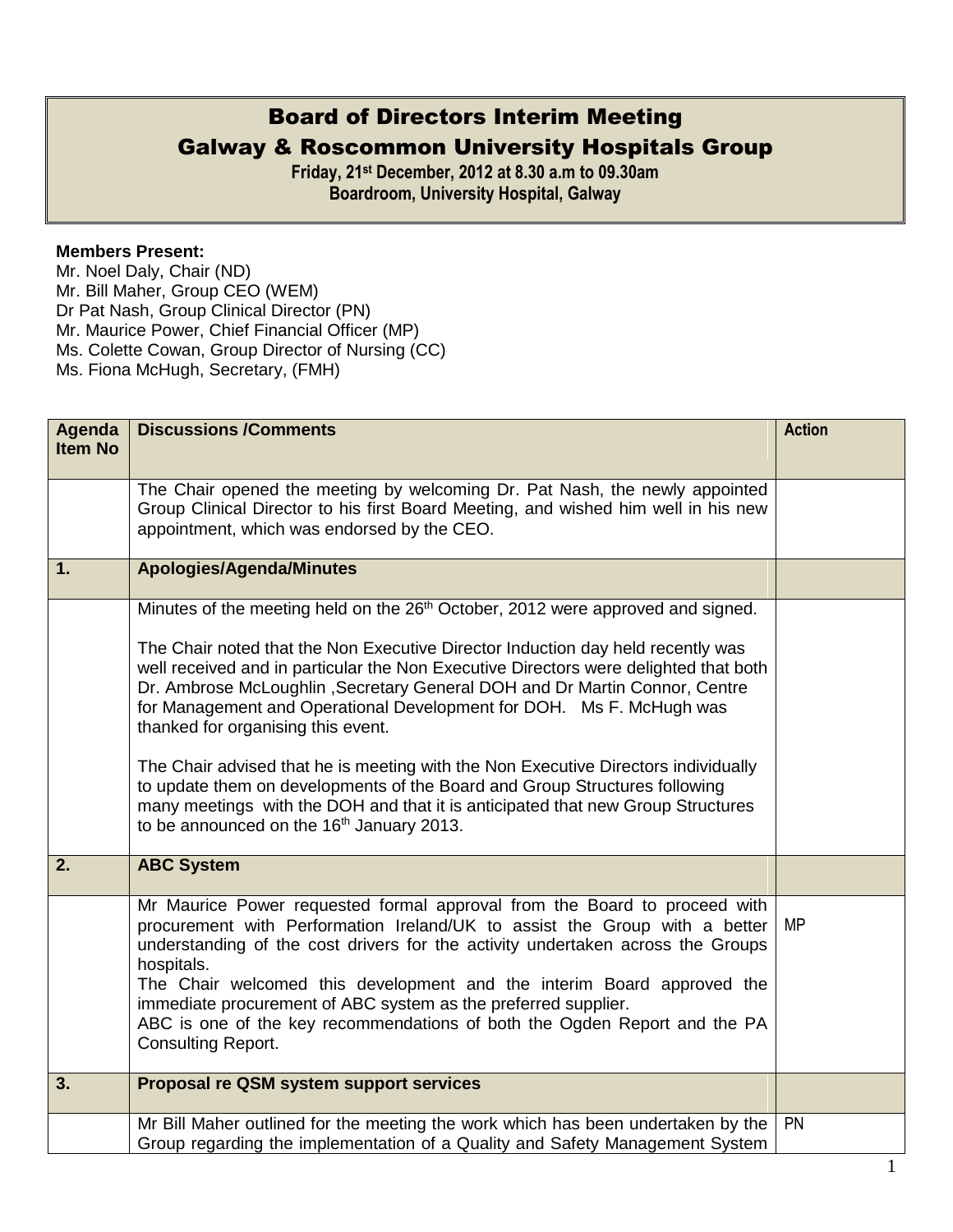# Board of Directors Interim Meeting

## Galway & Roscommon University Hospitals Group

**Friday, 21st December, 2012 at 8.30 a.m to 09.30am**

**Boardroom, University Hospital, Galway**

**Members Present:**

Mr. Noel Daly, Chair (ND)
Mr. Bill Maher, Group CEO (WEM)
Dr Pat Nash, Group Clinical Director (PN)
Mr. Maurice Power, Chief Financial Officer (MP)
Ms. Colette Cowan, Group Director of Nursing (CC)
Ms. Fiona McHugh, Secretary, (FMH)

| Agenda Item No | Discussions /Comments | Action |
|---|---|---|
| | The Chair opened the meeting by welcoming Dr. Pat Nash, the newly appointed Group Clinical Director to his first Board Meeting, and wished him well in his new appointment, which was endorsed by the CEO. | |
| **1.** | **Apologies/Agenda/Minutes** | |
| | Minutes of the meeting held on the 26th October, 2012 were approved and signed.<br><br>The Chair noted that the Non Executive Director Induction day held recently was well received and in particular the Non Executive Directors were delighted that both Dr. Ambrose McLoughlin ,Secretary General DOH and Dr Martin Connor, Centre for Management and Operational Development for DOH. Ms F. McHugh was thanked for organising this event.<br><br>The Chair advised that he is meeting with the Non Executive Directors individually to update them on developments of the Board and Group Structures following many meetings with the DOH and that it is anticipated that new Group Structures to be announced on the 16th January 2013. | |
| **2.** | **ABC System** | |
| | Mr Maurice Power requested formal approval from the Board to proceed with procurement with Performation Ireland/UK to assist the Group with a better understanding of the cost drivers for the activity undertaken across the Groups hospitals.<br>The Chair welcomed this development and the interim Board approved the immediate procurement of ABC system as the preferred supplier.<br>ABC is one of the key recommendations of both the Ogden Report and the PA Consulting Report. | MP |
| **3.** | **Proposal re QSM system support services** | |
| | Mr Bill Maher outlined for the meeting the work which has been undertaken by the Group regarding the implementation of a Quality and Safety Management System | PN |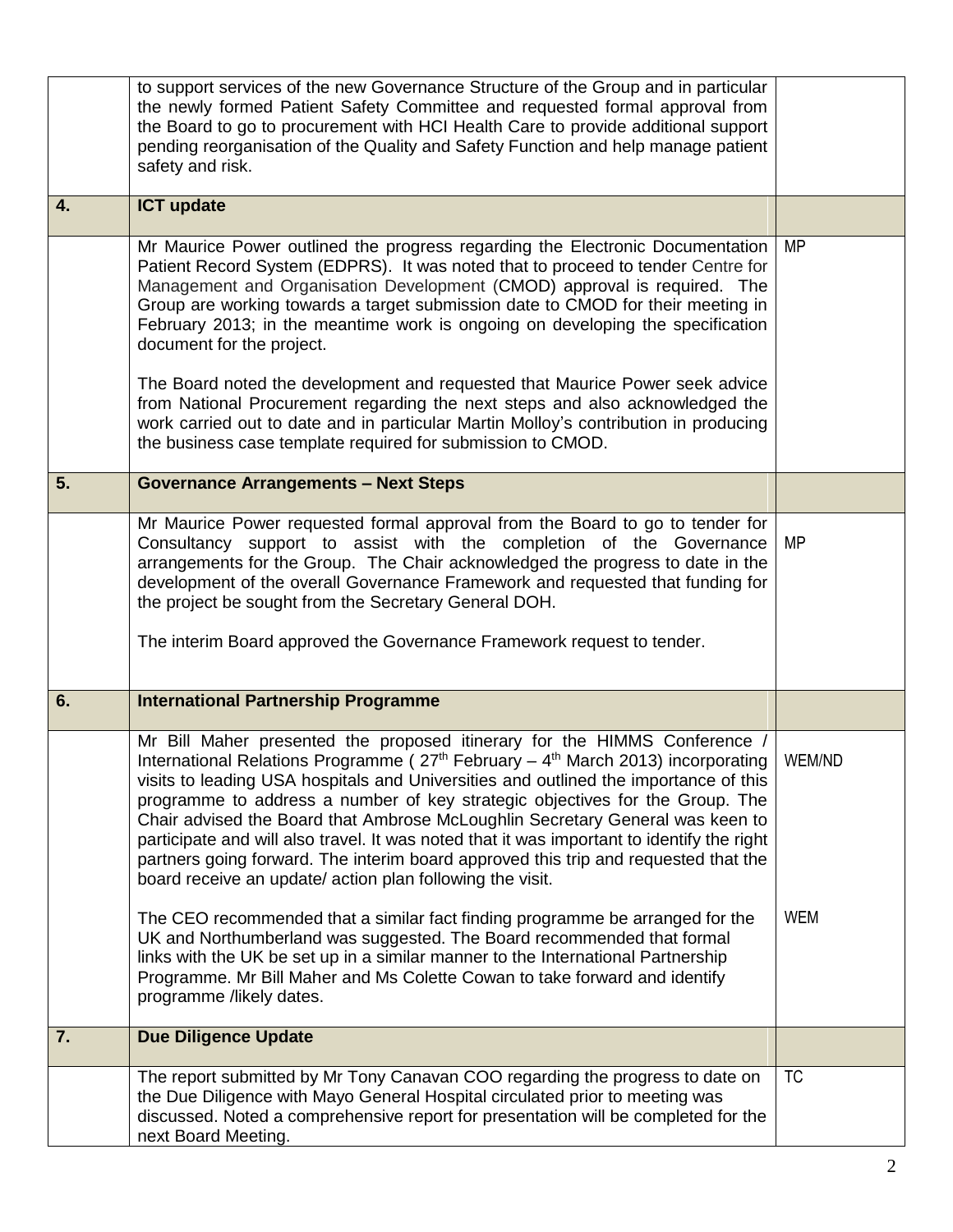| | | |
|---|---|---|
| | to support services of the new Governance Structure of the Group and in particular the newly formed Patient Safety Committee and requested formal approval from the Board to go to procurement with HCI Health Care to provide additional support pending reorganisation of the Quality and Safety Function and help manage patient safety and risk. | |
| **4.** | **ICT update** | |
| | Mr Maurice Power outlined the progress regarding the Electronic Documentation Patient Record System (EDPRS). It was noted that to proceed to tender Centre for Management and Organisation Development (CMOD) approval is required. The Group are working towards a target submission date to CMOD for their meeting in February 2013; in the meantime work is ongoing on developing the specification document for the project.<br><br>The Board noted the development and requested that Maurice Power seek advice from National Procurement regarding the next steps and also acknowledged the work carried out to date and in particular Martin Molloy's contribution in producing the business case template required for submission to CMOD. | MP |
| **5.** | **Governance Arrangements – Next Steps** | |
| | Mr Maurice Power requested formal approval from the Board to go to tender for Consultancy support to assist with the completion of the Governance arrangements for the Group. The Chair acknowledged the progress to date in the development of the overall Governance Framework and requested that funding for the project be sought from the Secretary General DOH.<br><br>The interim Board approved the Governance Framework request to tender. | MP |
| **6.** | **International Partnership Programme** | |
| | Mr Bill Maher presented the proposed itinerary for the HIMMS Conference / International Relations Programme ( 27th February – 4th March 2013) incorporating visits to leading USA hospitals and Universities and outlined the importance of this programme to address a number of key strategic objectives for the Group. The Chair advised the Board that Ambrose McLoughlin Secretary General was keen to participate and will also travel. It was noted that it was important to identify the right partners going forward. The interim board approved this trip and requested that the board receive an update/ action plan following the visit. | WEM/ND |
| | The CEO recommended that a similar fact finding programme be arranged for the UK and Northumberland was suggested. The Board recommended that formal links with the UK be set up in a similar manner to the International Partnership Programme. Mr Bill Maher and Ms Colette Cowan to take forward and identify programme /likely dates. | WEM |
| **7.** | **Due Diligence Update** | |
| | The report submitted by Mr Tony Canavan COO regarding the progress to date on the Due Diligence with Mayo General Hospital circulated prior to meeting was discussed. Noted a comprehensive report for presentation will be completed for the next Board Meeting. | TC |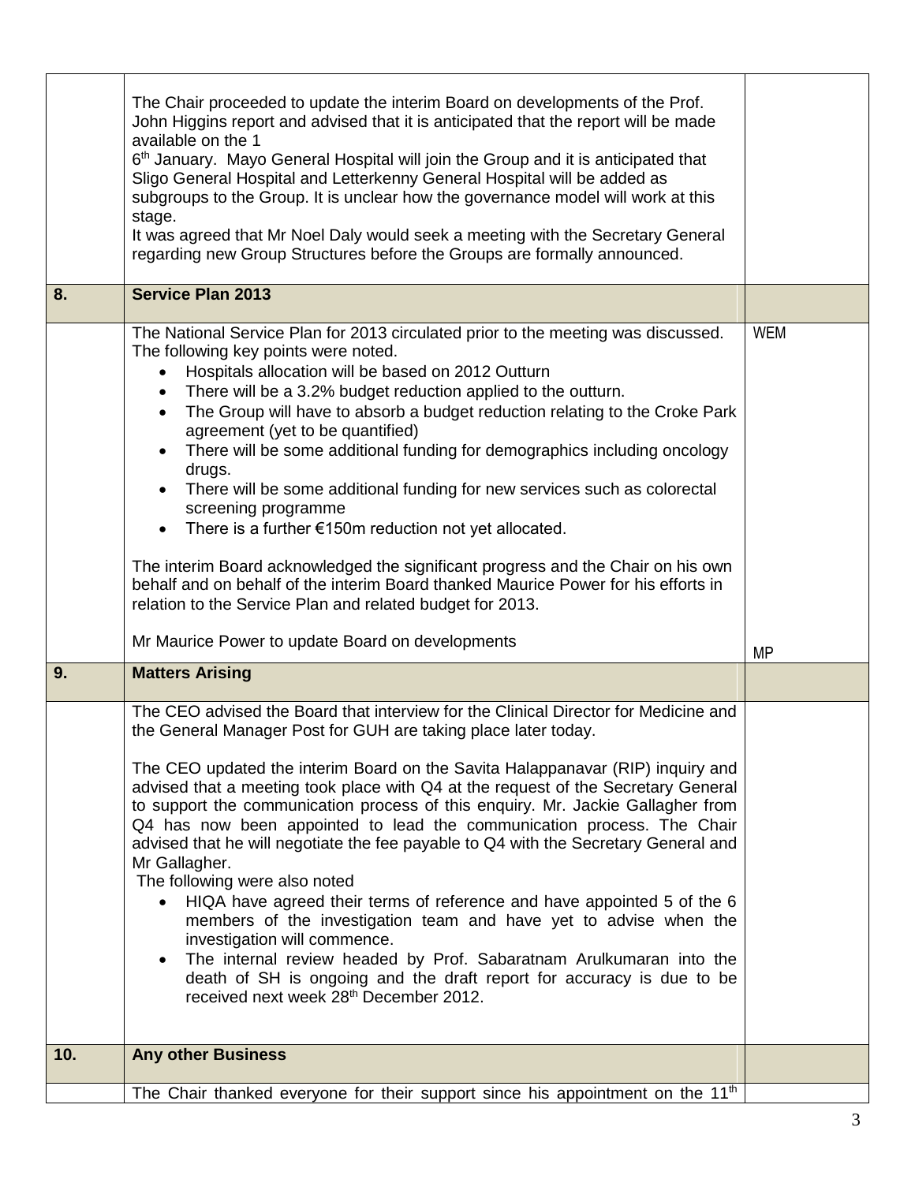| | | |
|---|---|---|
| | The Chair proceeded to update the interim Board on developments of the Prof. John Higgins report and advised that it is anticipated that the report will be made available on the 1<br>6th January. Mayo General Hospital will join the Group and it is anticipated that Sligo General Hospital and Letterkenny General Hospital will be added as subgroups to the Group. It is unclear how the governance model will work at this stage.<br>It was agreed that Mr Noel Daly would seek a meeting with the Secretary General regarding new Group Structures before the Groups are formally announced. | |
| **8.** | **Service Plan 2013** | |
| | The National Service Plan for 2013 circulated prior to the meeting was discussed. The following key points were noted.<br>• Hospitals allocation will be based on 2012 Outturn<br>• There will be a 3.2% budget reduction applied to the outturn.<br>• The Group will have to absorb a budget reduction relating to the Croke Park agreement (yet to be quantified)<br>• There will be some additional funding for demographics including oncology drugs.<br>• There will be some additional funding for new services such as colorectal screening programme<br>• There is a further €150m reduction not yet allocated.<br><br>The interim Board acknowledged the significant progress and the Chair on his own behalf and on behalf of the interim Board thanked Maurice Power for his efforts in relation to the Service Plan and related budget for 2013.<br><br>Mr Maurice Power to update Board on developments | WEM<br><br><br><br><br><br><br><br><br><br><br><br><br><br>MP |
| **9.** | **Matters Arising** | |
| | The CEO advised the Board that interview for the Clinical Director for Medicine and the General Manager Post for GUH are taking place later today.<br><br>The CEO updated the interim Board on the Savita Halappanavar (RIP) inquiry and advised that a meeting took place with Q4 at the request of the Secretary General to support the communication process of this enquiry. Mr. Jackie Gallagher from Q4 has now been appointed to lead the communication process. The Chair advised that he will negotiate the fee payable to Q4 with the Secretary General and Mr Gallagher.<br>The following were also noted<br>• HIQA have agreed their terms of reference and have appointed 5 of the 6 members of the investigation team and have yet to advise when the investigation will commence.<br>• The internal review headed by Prof. Sabaratnam Arulkumaran into the death of SH is ongoing and the draft report for accuracy is due to be received next week 28th December 2012. | |
| **10.** | **Any other Business** | |
| | The Chair thanked everyone for their support since his appointment on the 11th | |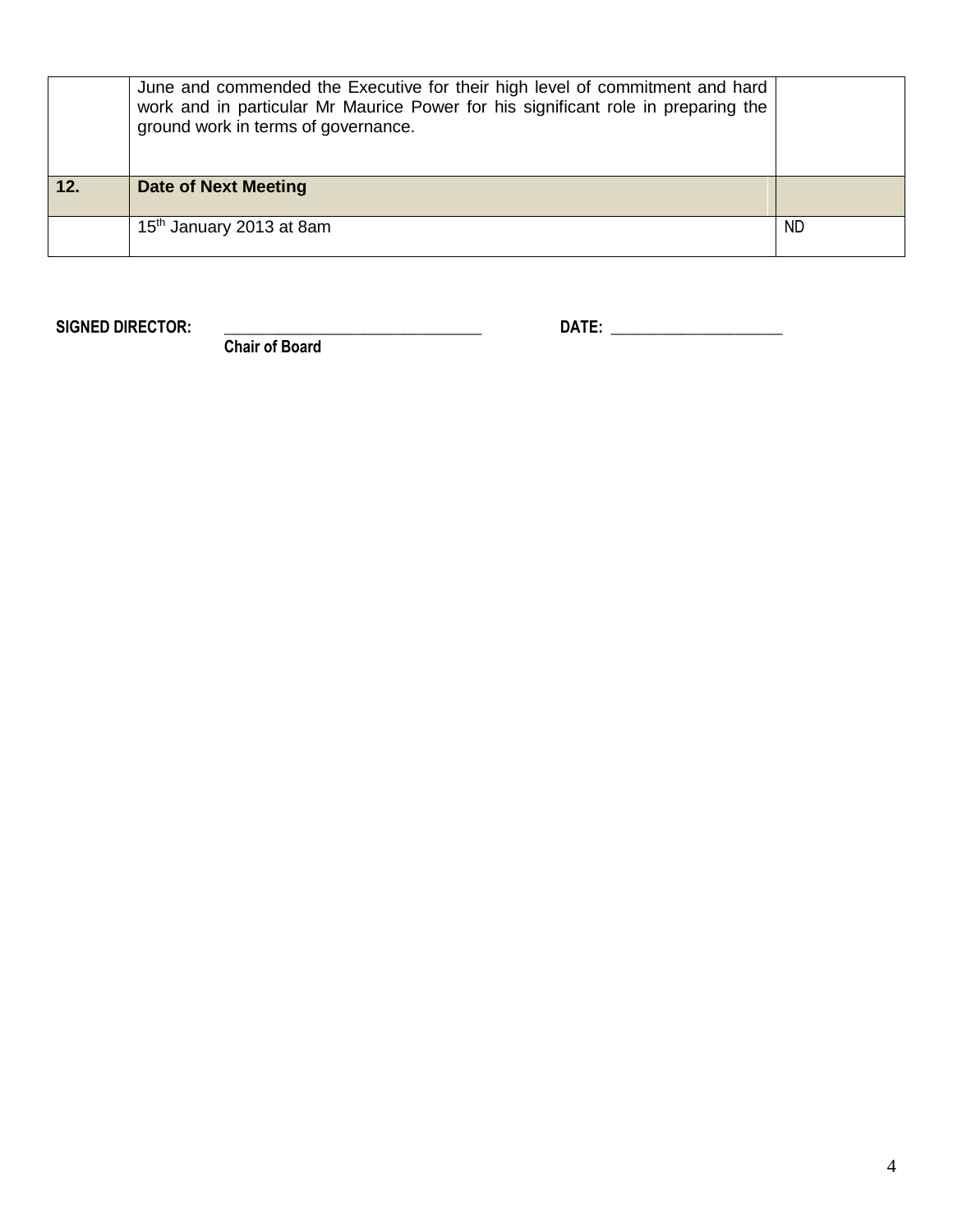| | | |
|---|---|---|
| | June and commended the Executive for their high level of commitment and hard work and in particular Mr Maurice Power for his significant role in preparing the ground work in terms of governance. | |
| **12.** | **Date of Next Meeting** | |
| | 15th January 2013 at 8am | ND |

**SIGNED DIRECTOR:** _______________________________ **DATE:** ____________________

**Chair of Board**